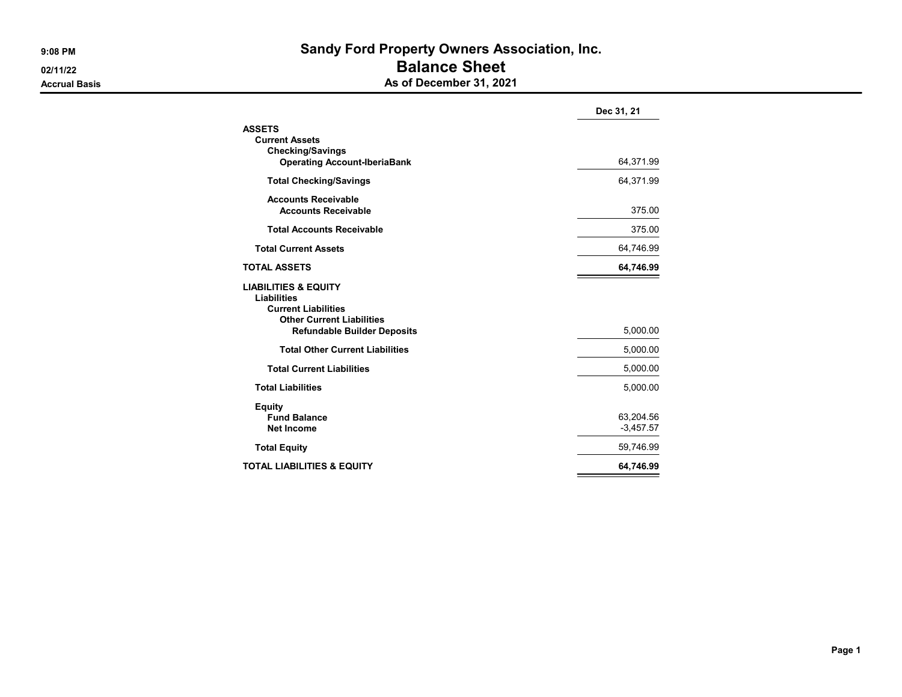9:08 PM
02/11/22
Accrual Basis

# Sandy Ford Property Owners Association, Inc.
## Balance Sheet
### As of December 31, 2021

| | Dec 31, 21 |
|---|---|
| **ASSETS** | |
| **Current Assets** | |
| **Checking/Savings** | |
| **Operating Account-IberiaBank** | 64,371.99 |
| **Total Checking/Savings** | 64,371.99 |
| **Accounts Receivable** | |
| **Accounts Receivable** | 375.00 |
| **Total Accounts Receivable** | 375.00 |
| **Total Current Assets** | 64,746.99 |
| **TOTAL ASSETS** | **64,746.99** |
| **LIABILITIES & EQUITY** | |
| **Liabilities** | |
| **Current Liabilities** | |
| **Other Current Liabilities** | |
| **Refundable Builder Deposits** | 5,000.00 |
| **Total Other Current Liabilities** | 5,000.00 |
| **Total Current Liabilities** | 5,000.00 |
| **Total Liabilities** | 5,000.00 |
| **Equity** | |
| **Fund Balance** | 63,204.56 |
| **Net Income** | -3,457.57 |
| **Total Equity** | 59,746.99 |
| **TOTAL LIABILITIES & EQUITY** | **64,746.99** |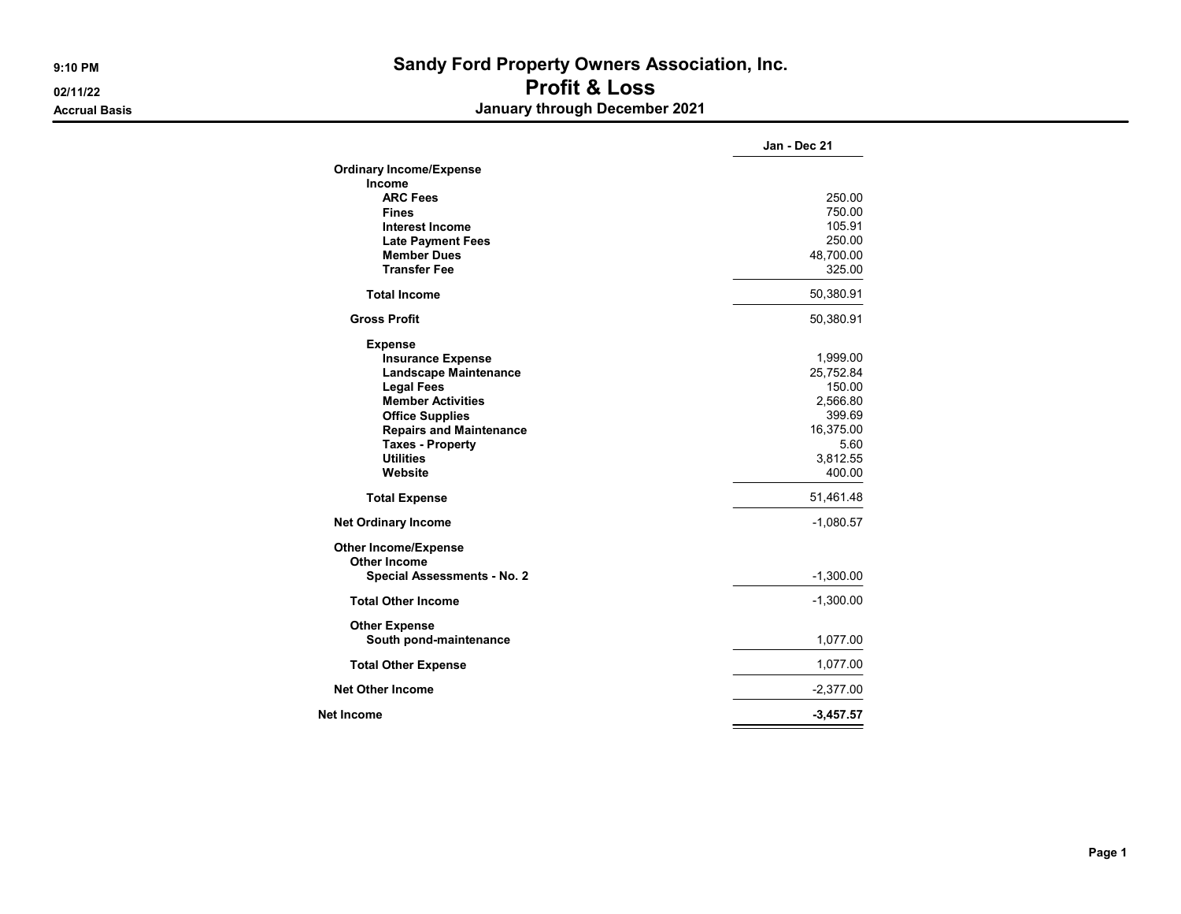9:10 PM
02/11/22
Accrual Basis

# Sandy Ford Property Owners Association, Inc.
## Profit & Loss
### January through December 2021

| | Jan - Dec 21 |
|---|---|
| **Ordinary Income/Expense** | |
| **Income** | |
| **ARC Fees** | 250.00 |
| **Fines** | 750.00 |
| **Interest Income** | 105.91 |
| **Late Payment Fees** | 250.00 |
| **Member Dues** | 48,700.00 |
| **Transfer Fee** | 325.00 |
| **Total Income** | 50,380.91 |
| **Gross Profit** | 50,380.91 |
| **Expense** | |
| **Insurance Expense** | 1,999.00 |
| **Landscape Maintenance** | 25,752.84 |
| **Legal Fees** | 150.00 |
| **Member Activities** | 2,566.80 |
| **Office Supplies** | 399.69 |
| **Repairs and Maintenance** | 16,375.00 |
| **Taxes - Property** | 5.60 |
| **Utilities** | 3,812.55 |
| **Website** | 400.00 |
| **Total Expense** | 51,461.48 |
| **Net Ordinary Income** | -1,080.57 |
| **Other Income/Expense** | |
| **Other Income** | |
| **Special Assessments - No. 2** | -1,300.00 |
| **Total Other Income** | -1,300.00 |
| **Other Expense** | |
| **South pond-maintenance** | 1,077.00 |
| **Total Other Expense** | 1,077.00 |
| **Net Other Income** | -2,377.00 |
| **Net Income** | **-3,457.57** |